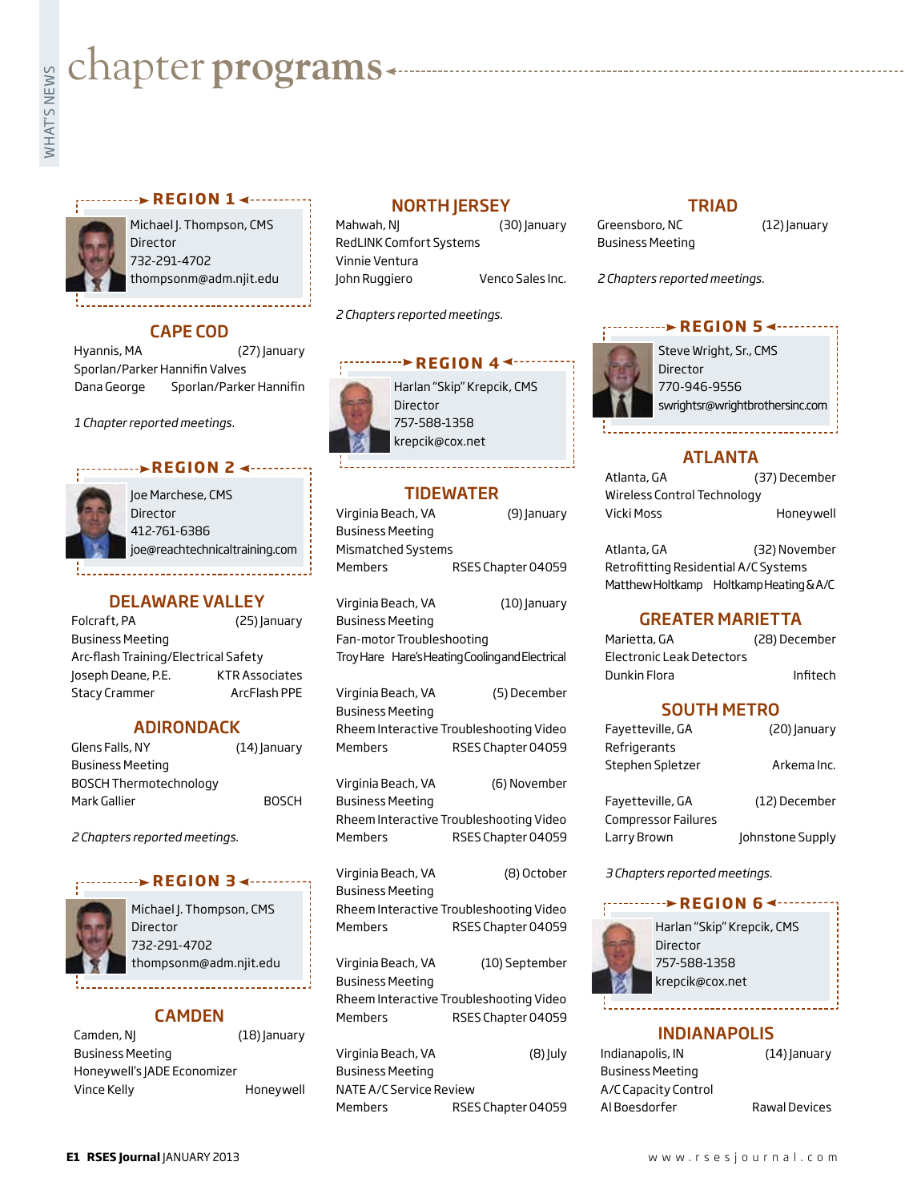# chapter programs

## REGION 1

Michael J. Thompson, CMS
Director
732-291-4702
thompsonm@adm.njit.edu

### CAPE COD

Hyannis, MA (27) January
Sporlan/Parker Hannifin Valves
Dana George Sporlan/Parker Hannifin

*1 Chapter reported meetings.*

## REGION 2

Joe Marchese, CMS
Director
412-761-6386
joe@reachtechnicaltraining.com

### DELAWARE VALLEY

Folcraft, PA (25) January
Business Meeting
Arc-flash Training/Electrical Safety
Joseph Deane, P.E. KTR Associates
Stacy Crammer ArcFlash PPE

### ADIRONDACK

Glens Falls, NY (14) January
Business Meeting
BOSCH Thermotechnology
Mark Gallier BOSCH

*2 Chapters reported meetings.*

## REGION 3

Michael J. Thompson, CMS
Director
732-291-4702
thompsonm@adm.njit.edu

### CAMDEN

Camden, NJ (18) January
Business Meeting
Honeywell's JADE Economizer
Vince Kelly Honeywell

### NORTH JERSEY

Mahwah, NJ (30) January
RedLINK Comfort Systems
Vinnie Ventura
John Ruggiero Venco Sales Inc.

*2 Chapters reported meetings.*

## REGION 4

Harlan "Skip" Krepcik, CMS
Director
757-588-1358
krepcik@cox.net

### TIDEWATER

Virginia Beach, VA (9) January
Business Meeting
Mismatched Systems
Members RSES Chapter 04059

Virginia Beach, VA (10) January
Business Meeting
Fan-motor Troubleshooting
Troy Hare Hare's Heating Cooling and Electrical

Virginia Beach, VA (5) December
Business Meeting
Rheem Interactive Troubleshooting Video
Members RSES Chapter 04059

Virginia Beach, VA (6) November
Business Meeting
Rheem Interactive Troubleshooting Video
Members RSES Chapter 04059

Virginia Beach, VA (8) October
Business Meeting
Rheem Interactive Troubleshooting Video
Members RSES Chapter 04059

Virginia Beach, VA (10) September
Business Meeting
Rheem Interactive Troubleshooting Video
Members RSES Chapter 04059

Virginia Beach, VA (8) July
Business Meeting
NATE A/C Service Review
Members RSES Chapter 04059

### TRIAD

Greensboro, NC (12) January
Business Meeting

*2 Chapters reported meetings.*

## REGION 5

Steve Wright, Sr., CMS
Director
770-946-9556
swrightsr@wrightbrothersinc.com

### ATLANTA

Atlanta, GA (37) December
Wireless Control Technology
Vicki Moss Honeywell

Atlanta, GA (32) November
Retrofitting Residential A/C Systems
Matthew Holtkamp Holtkamp Heating & A/C

### GREATER MARIETTA

Marietta, GA (28) December
Electronic Leak Detectors
Dunkin Flora Infitech

### SOUTH METRO

Fayetteville, GA (20) January
Refrigerants
Stephen Spletzer Arkema Inc.

Fayetteville, GA (12) December
Compressor Failures
Larry Brown Johnstone Supply

*3 Chapters reported meetings.*

## REGION 6

Harlan "Skip" Krepcik, CMS
Director
757-588-1358
krepcik@cox.net

### INDIANAPOLIS

Indianapolis, IN (14) January
Business Meeting
A/C Capacity Control
Al Boesdorfer Rawal Devices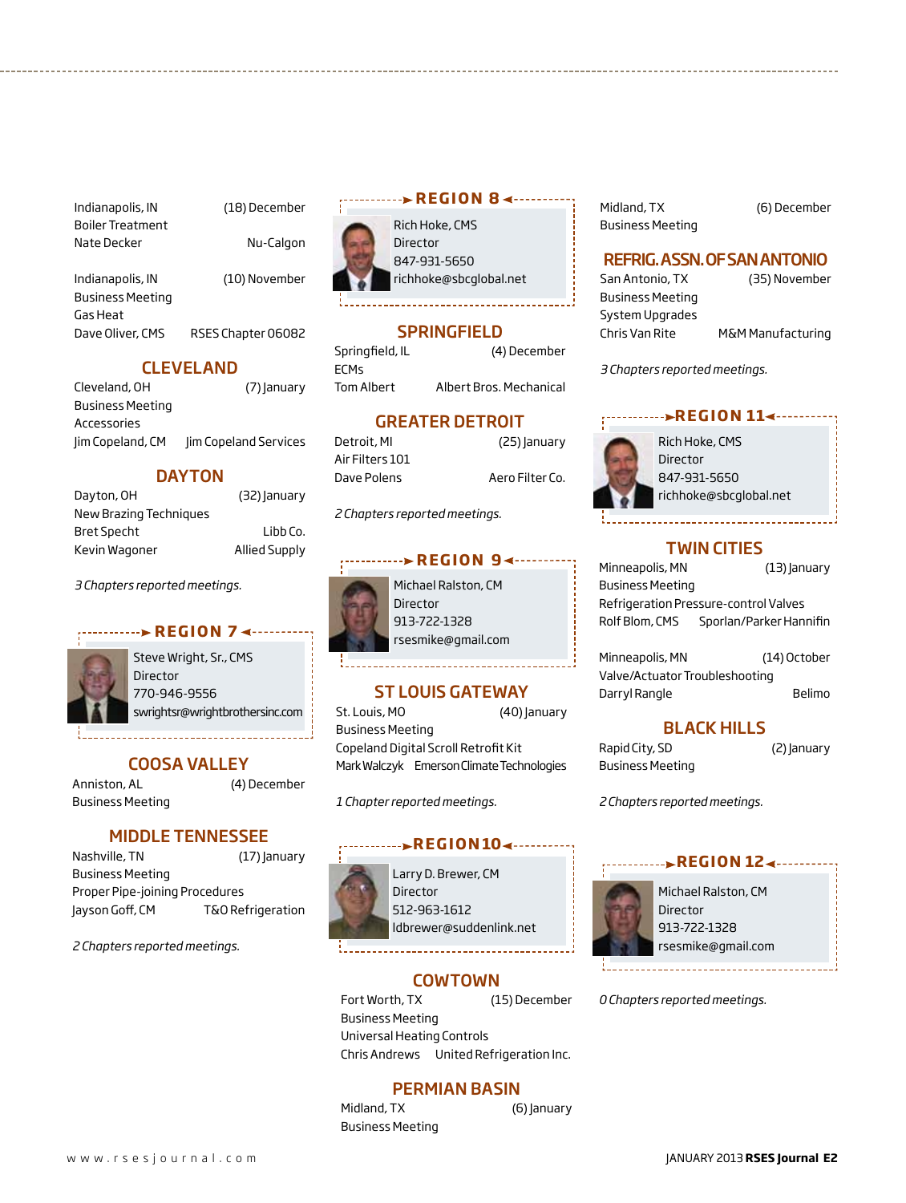Indianapolis, IN (18) December
Boiler Treatment
Nate Decker Nu-Calgon

Indianapolis, IN (10) November
Business Meeting
Gas Heat
Dave Oliver, CMS RSES Chapter 06082

## CLEVELAND

Cleveland, OH (7) January
Business Meeting
Accessories
Jim Copeland, CM Jim Copeland Services

## DAYTON

Dayton, OH (32) January
New Brazing Techniques
Bret Specht Libb Co.
Kevin Wagoner Allied Supply

*3 Chapters reported meetings.*

## REGION 7

Steve Wright, Sr., CMS
Director
770-946-9556
swrightsr@wrightbrothersinc.com

## COOSA VALLEY

Anniston, AL (4) December
Business Meeting

## MIDDLE TENNESSEE

Nashville, TN (17) January
Business Meeting
Proper Pipe-joining Procedures
Jayson Goff, CM T&O Refrigeration

*2 Chapters reported meetings.*

## REGION 8

Rich Hoke, CMS
Director
847-931-5650
richhoke@sbcglobal.net

## SPRINGFIELD

Springfield, IL (4) December
ECMs
Tom Albert Albert Bros. Mechanical

## GREATER DETROIT

Detroit, MI (25) January
Air Filters 101
Dave Polens Aero Filter Co.

*2 Chapters reported meetings.*

## REGION 9

Michael Ralston, CM
Director
913-722-1328
rsesmike@gmail.com

## ST LOUIS GATEWAY

St. Louis, MO (40) January
Business Meeting
Copeland Digital Scroll Retrofit Kit
Mark Walczyk Emerson Climate Technologies

*1 Chapter reported meetings.*

## REGION 10

Larry D. Brewer, CM
Director
512-963-1612
ldbrewer@suddenlink.net

## COWTOWN

Fort Worth, TX (15) December
Business Meeting
Universal Heating Controls
Chris Andrews United Refrigeration Inc.

## PERMIAN BASIN

Midland, TX (6) January
Business Meeting

Midland, TX (6) December
Business Meeting

## REFRIG. ASSN. OF SAN ANTONIO

San Antonio, TX (35) November
Business Meeting
System Upgrades
Chris Van Rite M&M Manufacturing

*3 Chapters reported meetings.*

## REGION 11

Rich Hoke, CMS
Director
847-931-5650
richhoke@sbcglobal.net

## TWIN CITIES

Minneapolis, MN (13) January
Business Meeting
Refrigeration Pressure-control Valves
Rolf Blom, CMS Sporlan/Parker Hannifin

Minneapolis, MN (14) October
Valve/Actuator Troubleshooting
Darryl Rangle Belimo

## BLACK HILLS

Rapid City, SD (2) January
Business Meeting

*2 Chapters reported meetings.*

## REGION 12

Michael Ralston, CM
Director
913-722-1328
rsesmike@gmail.com

*0 Chapters reported meetings.*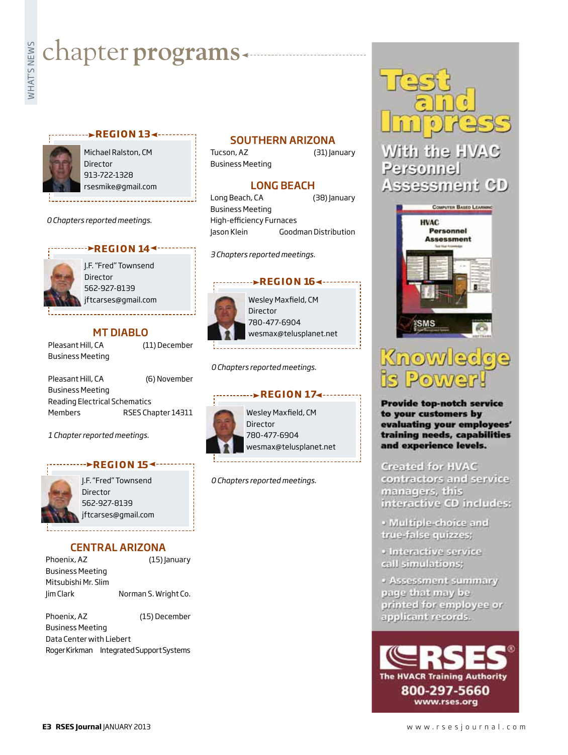# chapter programs

## REGION 13

Michael Ralston, CM
Director
913-722-1328
rsesmike@gmail.com

*0 Chapters reported meetings.*

## REGION 14

J.F. "Fred" Townsend
Director
562-927-8139
jftcarses@gmail.com

### MT DIABLO

Pleasant Hill, CA (11) December
Business Meeting

Pleasant Hill, CA (6) November
Business Meeting
Reading Electrical Schematics
Members RSES Chapter 14311

*1 Chapter reported meetings.*

## REGION 15

J.F. "Fred" Townsend
Director
562-927-8139
jftcarses@gmail.com

### CENTRAL ARIZONA

Phoenix, AZ (15) January
Business Meeting
Mitsubishi Mr. Slim
Jim Clark Norman S. Wright Co.

Phoenix, AZ (15) December
Business Meeting
Data Center with Liebert
Roger Kirkman Integrated Support Systems

### SOUTHERN ARIZONA

Tucson, AZ (31) January
Business Meeting

### LONG BEACH

Long Beach, CA (38) January
Business Meeting
High-efficiency Furnaces
Jason Klein Goodman Distribution

*3 Chapters reported meetings.*

## REGION 16

Wesley Maxfield, CM
Director
780-477-6904
wesmax@telusplanet.net

*0 Chapters reported meetings.*

## REGION 17

Wesley Maxfield, CM
Director
780-477-6904
wesmax@telusplanet.net

*0 Chapters reported meetings.*

---

# Test and Impress

## With the HVAC Personnel Assessment CD

Computer Based Learning
HVAC Personnel Assessment
SMS

## Knowledge is Power!

**Provide top-notch service to your customers by evaluating your employees' training needs, capabilities and experience levels.**

Created for HVAC contractors and service managers, this interactive CD includes:

- Multiple-choice and true-false quizzes;
- Interactive service call simulations;
- Assessment summary page that may be printed for employee or applicant records.

RSES®
The HVACR Training Authority
800-297-5660
www.rses.org